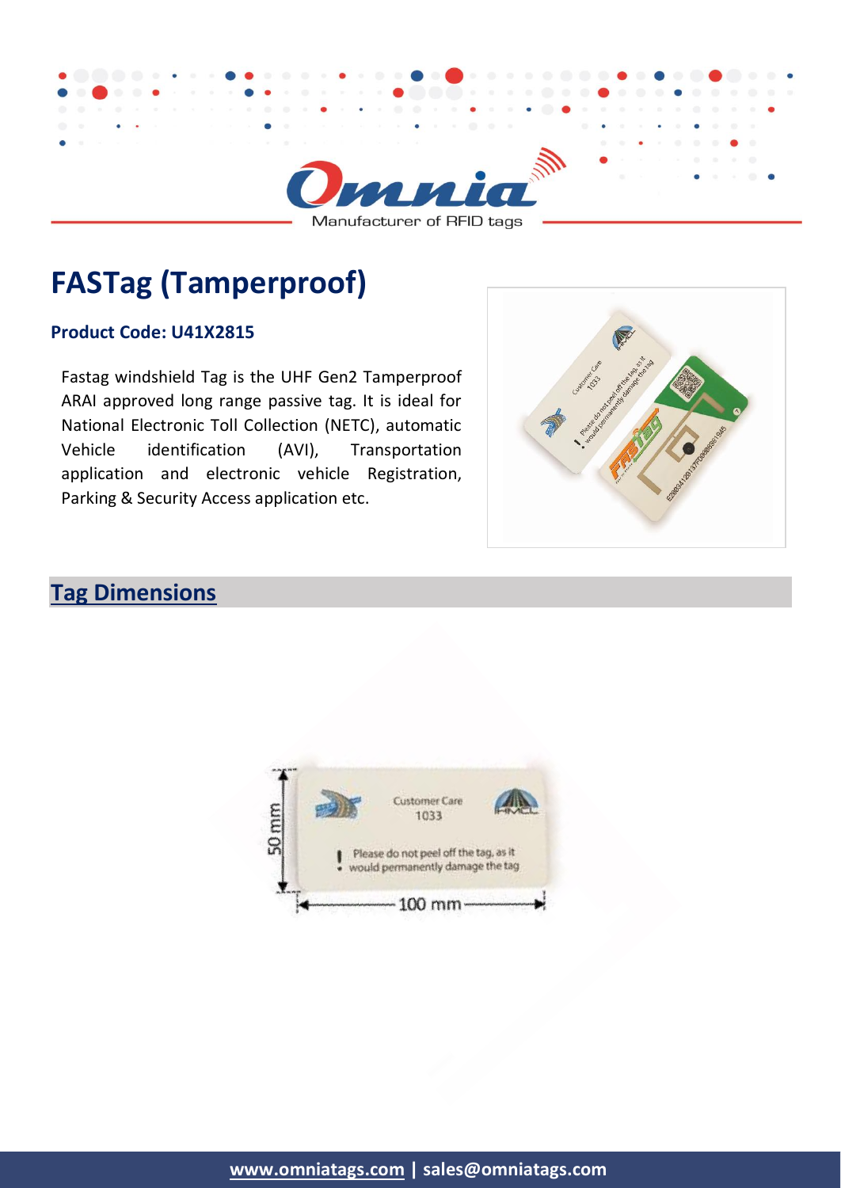# FASTag (Tamperproof)

**Product Code: U41X2815**

Fastag windshield Tag is the UHF Gen2 Tamperproof ARAI approved long range passive tag. It is ideal for National Electronic Toll Collection (NETC), automatic Vehicle identification (AVI), Transportation application and electronic vehicle Registration, Parking & Security Access application etc.

## Tag Dimensions

50 mm

100 mm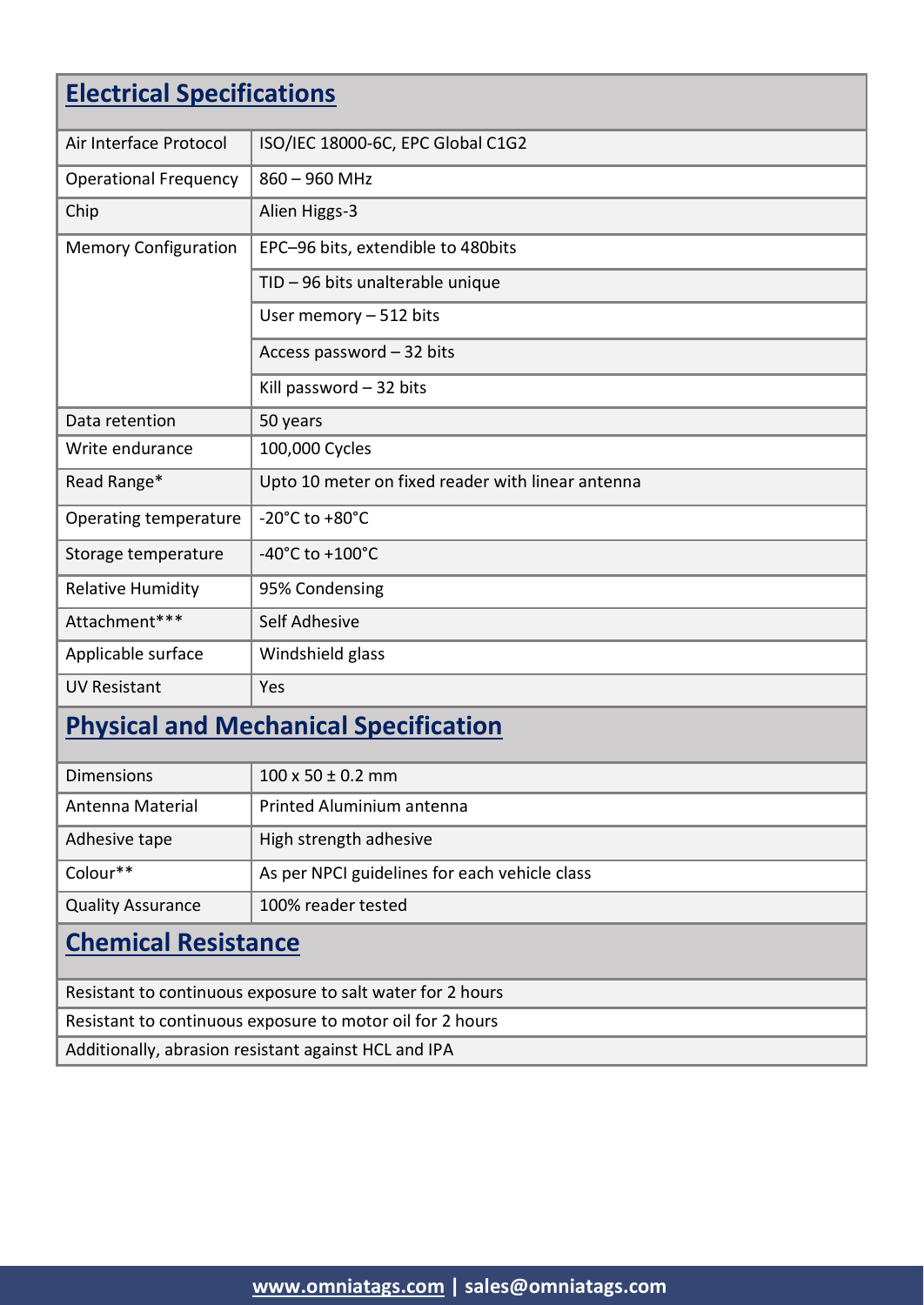## Electrical Specifications

| | |
|---|---|
| Air Interface Protocol | ISO/IEC 18000-6C, EPC Global C1G2 |
| Operational Frequency | 860 – 960 MHz |
| Chip | Alien Higgs-3 |
| Memory Configuration | EPC–96 bits, extendible to 480bits |
| | TID – 96 bits unalterable unique |
| | User memory – 512 bits |
| | Access password – 32 bits |
| | Kill password – 32 bits |
| Data retention | 50 years |
| Write endurance | 100,000 Cycles |
| Read Range* | Upto 10 meter on fixed reader with linear antenna |
| Operating temperature | -20°C to +80°C |
| Storage temperature | -40°C to +100°C |
| Relative Humidity | 95% Condensing |
| Attachment*** | Self Adhesive |
| Applicable surface | Windshield glass |
| UV Resistant | Yes |

## Physical and Mechanical Specification

| | |
|---|---|
| Dimensions | 100 x 50 ± 0.2 mm |
| Antenna Material | Printed Aluminium antenna |
| Adhesive tape | High strength adhesive |
| Colour** | As per NPCI guidelines for each vehicle class |
| Quality Assurance | 100% reader tested |

## Chemical Resistance

Resistant to continuous exposure to salt water for 2 hours

Resistant to continuous exposure to motor oil for 2 hours

Additionally, abrasion resistant against HCL and IPA

www.omniatags.com | sales@omniatags.com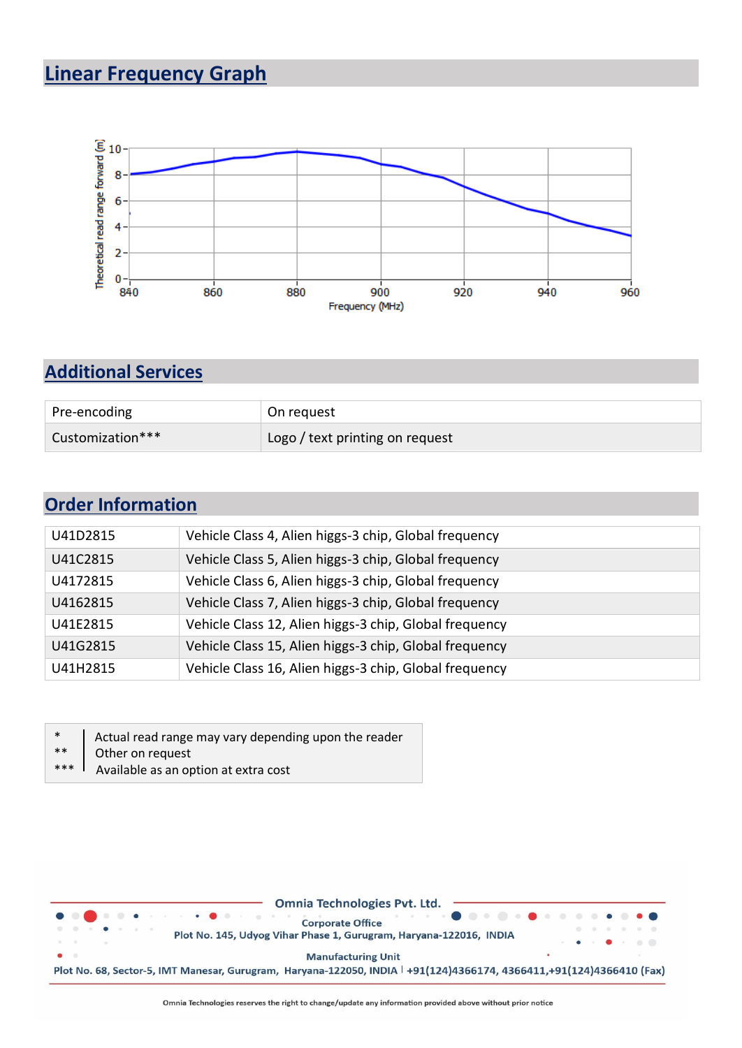## Linear Frequency Graph

Theoretical read range forward (m)

10
8
6
4
2
0

840 860 880 900 920 940 960

Frequency (MHz)

## Additional Services

| | |
|---|---|
| Pre-encoding | On request |
| Customization*** | Logo / text printing on request |

## Order Information

| | |
|---|---|
| U41D2815 | Vehicle Class 4, Alien higgs-3 chip, Global frequency |
| U41C2815 | Vehicle Class 5, Alien higgs-3 chip, Global frequency |
| U4172815 | Vehicle Class 6, Alien higgs-3 chip, Global frequency |
| U4162815 | Vehicle Class 7, Alien higgs-3 chip, Global frequency |
| U41E2815 | Vehicle Class 12, Alien higgs-3 chip, Global frequency |
| U41G2815 | Vehicle Class 15, Alien higgs-3 chip, Global frequency |
| U41H2815 | Vehicle Class 16, Alien higgs-3 chip, Global frequency |

| | |
|---|---|
| * | Actual read range may vary depending upon the reader |
| ** | Other on request |
| *** | Available as an option at extra cost |

**Omnia Technologies Pvt. Ltd.**

Corporate Office
Plot No. 145, Udyog Vihar Phase 1, Gurugram, Haryana-122016, INDIA

Manufacturing Unit
Plot No. 68, Sector-5, IMT Manesar, Gurugram, Haryana-122050, INDIA | +91(124)4366174, 4366411,+91(124)4366410 (Fax)

Omnia Technologies reserves the right to change/update any information provided above without prior notice